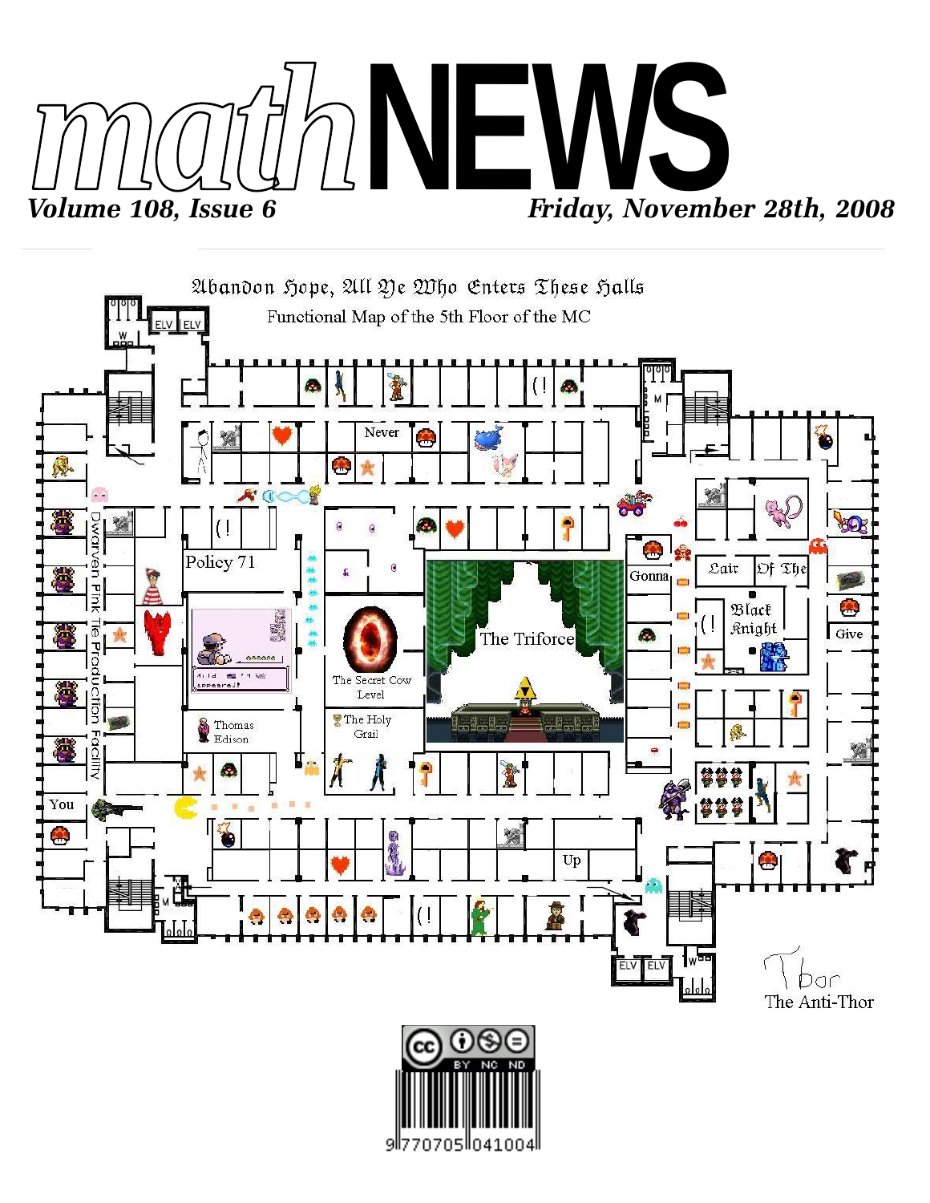# mathNEWS

*Volume 108, Issue 6* — *Friday, November 28th, 2008*

Abandon Hope, All Ye Who Enters These Halls

Functional Map of the 5th Floor of the MC

Never

Policy 71

Dwarven Pink Tie Production Facility

The Secret Cow Level

The Triforce

Gonna

Lair Of The Black Knight

Give

Thomas Edison

The Holy Grail

You

Up

Thor
The Anti-Thor

9 770705 041004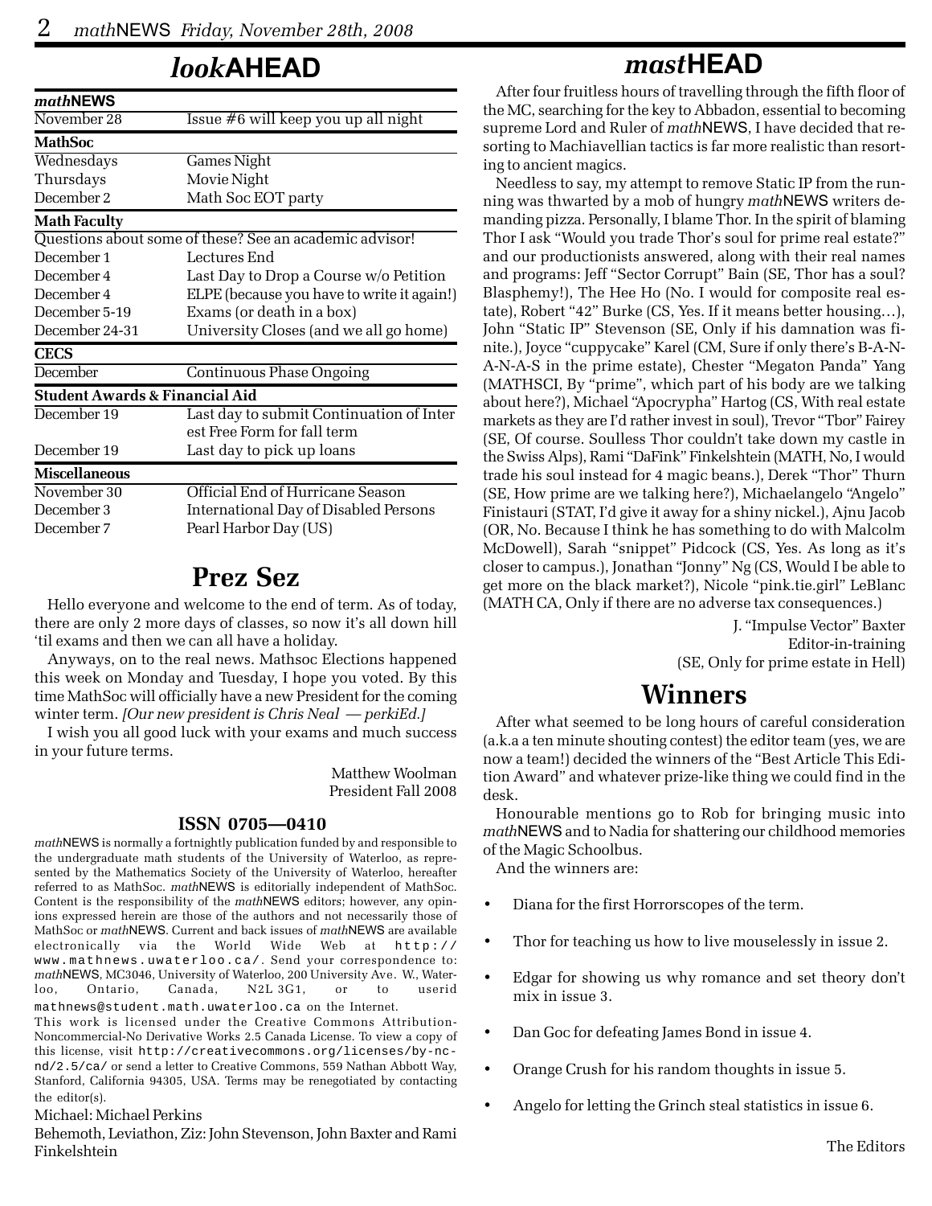# *look*AHEAD

| ***math*NEWS** | |
|---|---|
| November 28 | Issue #6 will keep you up all night |
| **MathSoc** | |
| Wednesdays | Games Night |
| Thursdays | Movie Night |
| December 2 | Math Soc EOT party |
| **Math Faculty** | |
| Questions about some of these? See an academic advisor! | |
| December 1 | Lectures End |
| December 4 | Last Day to Drop a Course w/o Petition |
| December 4 | ELPE (because you have to write it again!) |
| December 5-19 | Exams (or death in a box) |
| December 24-31 | University Closes (and we all go home) |
| **CECS** | |
| December | Continuous Phase Ongoing |
| **Student Awards & Financial Aid** | |
| December 19 | Last day to submit Continuation of Interest Free Form for fall term |
| December 19 | Last day to pick up loans |
| **Miscellaneous** | |
| November 30 | Official End of Hurricane Season |
| December 3 | International Day of Disabled Persons |
| December 7 | Pearl Harbor Day (US) |

## Prez Sez

Hello everyone and welcome to the end of term. As of today, there are only 2 more days of classes, so now it's all down hill 'til exams and then we can all have a holiday.

Anyways, on to the real news. Mathsoc Elections happened this week on Monday and Tuesday, I hope you voted. By this time MathSoc will officially have a new President for the coming winter term. *[Our new president is Chris Neal — perkiEd.]*

I wish you all good luck with your exams and much success in your future terms.

Matthew Woolman
President Fall 2008

### ISSN 0705—0410

*math*NEWS is normally a fortnightly publication funded by and responsible to the undergraduate math students of the University of Waterloo, as represented by the Mathematics Society of the University of Waterloo, hereafter referred to as MathSoc. *math*NEWS is editorially independent of MathSoc. Content is the responsibility of the *math*NEWS editors; however, any opinions expressed herein are those of the authors and not necessarily those of MathSoc or *math*NEWS. Current and back issues of *math*NEWS are available electronically via the World Wide Web at http://www.mathnews.uwaterloo.ca/. Send your correspondence to: *math*NEWS, MC3046, University of Waterloo, 200 University Ave. W., Waterloo, Ontario, Canada, N2L 3G1, or to userid mathnews@student.math.uwaterloo.ca on the Internet.

This work is licensed under the Creative Commons Attribution-Noncommercial-No Derivative Works 2.5 Canada License. To view a copy of this license, visit http://creativecommons.org/licenses/by-nc-nd/2.5/ca/ or send a letter to Creative Commons, 559 Nathan Abbott Way, Stanford, California 94305, USA. Terms may be renegotiated by contacting the editor(s).

Michael: Michael Perkins

Behemoth, Leviathon, Ziz: John Stevenson, John Baxter and Rami Finkelshtein

# *mast*HEAD

After four fruitless hours of travelling through the fifth floor of the MC, searching for the key to Abbadon, essential to becoming supreme Lord and Ruler of *math*NEWS, I have decided that resorting to Machiavellian tactics is far more realistic than resorting to ancient magics.

Needless to say, my attempt to remove Static IP from the running was thwarted by a mob of hungry *math*NEWS writers demanding pizza. Personally, I blame Thor. In the spirit of blaming Thor I ask "Would you trade Thor's soul for prime real estate?" and our productionists answered, along with their real names and programs: Jeff "Sector Corrupt" Bain (SE, Thor has a soul? Blasphemy!), The Hee Ho (No. I would for composite real estate), Robert "42" Burke (CS, Yes. If it means better housing…), John "Static IP" Stevenson (SE, Only if his damnation was finite.), Joyce "cuppycake" Karel (CM, Sure if only there's B-A-N-A-N-A-S in the prime estate), Chester "Megaton Panda" Yang (MATHSCI, By "prime", which part of his body are we talking about here?), Michael "Apocrypha" Hartog (CS, With real estate markets as they are I'd rather invest in soul), Trevor "Tbor" Fairey (SE, Of course. Soulless Thor couldn't take down my castle in the Swiss Alps), Rami "DaFink" Finkelshtein (MATH, No, I would trade his soul instead for 4 magic beans.), Derek "Thor" Thurn (SE, How prime are we talking here?), Michaelangelo "Angelo" Finistauri (STAT, I'd give it away for a shiny nickel.), Ajnu Jacob (OR, No. Because I think he has something to do with Malcolm McDowell), Sarah "snippet" Pidcock (CS, Yes. As long as it's closer to campus.), Jonathan "Jonny" Ng (CS, Would I be able to get more on the black market?), Nicole "pink.tie.girl" LeBlanc (MATH CA, Only if there are no adverse tax consequences.)

J. "Impulse Vector" Baxter
Editor-in-training
(SE, Only for prime estate in Hell)

## Winners

After what seemed to be long hours of careful consideration (a.k.a a ten minute shouting contest) the editor team (yes, we are now a team!) decided the winners of the "Best Article This Edition Award" and whatever prize-like thing we could find in the desk.

Honourable mentions go to Rob for bringing music into *math*NEWS and to Nadia for shattering our childhood memories of the Magic Schoolbus.

And the winners are:

- Diana for the first Horrorscopes of the term.
- Thor for teaching us how to live mouselessly in issue 2.
- Edgar for showing us why romance and set theory don't mix in issue 3.
- Dan Goc for defeating James Bond in issue 4.
- Orange Crush for his random thoughts in issue 5.
- Angelo for letting the Grinch steal statistics in issue 6.

The Editors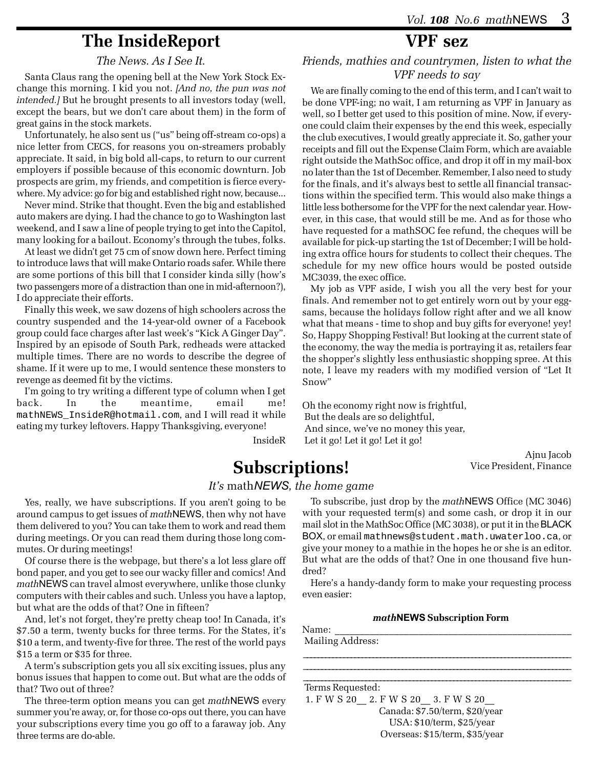## The InsideReport

*The News. As I See It.*

Santa Claus rang the opening bell at the New York Stock Exchange this morning. I kid you not. *[And no, the pun was not intended.]* But he brought presents to all investors today (well, except the bears, but we don't care about them) in the form of great gains in the stock markets.

Unfortunately, he also sent us ("us" being off-stream co-ops) a nice letter from CECS, for reasons you on-streamers probably appreciate. It said, in big bold all-caps, to return to our current employers if possible because of this economic downturn. Job prospects are grim, my friends, and competition is fierce everywhere. My advice: go for big and established right now, because...

Never mind. Strike that thought. Even the big and established auto makers are dying. I had the chance to go to Washington last weekend, and I saw a line of people trying to get into the Capitol, many looking for a bailout. Economy's through the tubes, folks.

At least we didn't get 75 cm of snow down here. Perfect timing to introduce laws that will make Ontario roads safer. While there are some portions of this bill that I consider kinda silly (how's two passengers more of a distraction than one in mid-afternoon?), I do appreciate their efforts.

Finally this week, we saw dozens of high schoolers across the country suspended and the 14-year-old owner of a Facebook group could face charges after last week's "Kick A Ginger Day". Inspired by an episode of South Park, redheads were attacked multiple times. There are no words to describe the degree of shame. If it were up to me, I would sentence these monsters to revenge as deemed fit by the victims.

I'm going to try writing a different type of column when I get back. In the meantime, email me! `mathNEWS_InsideR@hotmail.com`, and I will read it while eating my turkey leftovers. Happy Thanksgiving, everyone!

InsideR

## VPF sez

*Friends, mathies and countrymen, listen to what the VPF needs to say*

We are finally coming to the end of this term, and I can't wait to be done VPF-ing; no wait, I am returning as VPF in January as well, so I better get used to this position of mine. Now, if everyone could claim their expenses by the end this week, especially the club executives, I would greatly appreciate it. So, gather your receipts and fill out the Expense Claim Form, which are avaiable right outside the MathSoc office, and drop it off in my mail-box no later than the 1st of December. Remember, I also need to study for the finals, and it's always best to settle all financial transactions within the specified term. This would also make things a little less bothersome for the VPF for the next calendar year. However, in this case, that would still be me. And as for those who have requested for a mathSOC fee refund, the cheques will be available for pick-up starting the 1st of December; I will be holding extra office hours for students to collect their cheques. The schedule for my new office hours would be posted outside MC3039, the exec office.

My job as VPF aside, I wish you all the very best for your finals. And remember not to get entirely worn out by your eggsams, because the holidays follow right after and we all know what that means - time to shop and buy gifts for everyone! yey! So, Happy Shopping Festival! But looking at the current state of the economy, the way the media is portraying it as, retailers fear the shopper's slightly less enthusiastic shopping spree. At this note, I leave my readers with my modified version of "Let It Snow"

Oh the economy right now is frightful,  
But the deals are so delightful,  
And since, we've no money this year,  
Let it go! Let it go! Let it go!

Ajnu Jacob  
Vice President, Finance

## Subscriptions!

*It's math*NEWS*, the home game*

Yes, really, we have subscriptions. If you aren't going to be around campus to get issues of *math*NEWS, then why not have them delivered to you? You can take them to work and read them during meetings. Or you can read them during those long commutes. Or during meetings!

Of course there is the webpage, but there's a lot less glare off bond paper, and you get to see our wacky filler and comics! And *math*NEWS can travel almost everywhere, unlike those clunky computers with their cables and such. Unless you have a laptop, but what are the odds of that? One in fifteen?

And, let's not forget, they're pretty cheap too! In Canada, it's $7.50 a term, twenty bucks for three terms. For the States, it's $10 a term, and twenty-five for three. The rest of the world pays $15 a term or $35 for three.

A term's subscription gets you all six exciting issues, plus any bonus issues that happen to come out. But what are the odds of that? Two out of three?

The three-term option means you can get *math*NEWS every summer you're away, or, for those co-ops out there, you can have your subscriptions every time you go off to a faraway job. Any three terms are do-able.

To subscribe, just drop by the *math*NEWS Office (MC 3046) with your requested term(s) and some cash, or drop it in our mail slot in the MathSoc Office (MC 3038), or put it in the BLACK BOX, or email `mathnews@student.math.uwaterloo.ca`, or give your money to a mathie in the hopes he or she is an editor. But what are the odds of that? One in one thousand five hundred?

Here's a handy-dandy form to make your requesting process even easier:

**_math_NEWS Subscription Form**

Name: ______________________________

Mailing Address:

______________________________

______________________________

______________________________

Terms Requested:

1. F W S 20__ 2. F W S 20__ 3. F W S 20__

Canada: $7.50/term, $20/year  
USA: $10/term, $25/year  
Overseas: $15/term, $35/year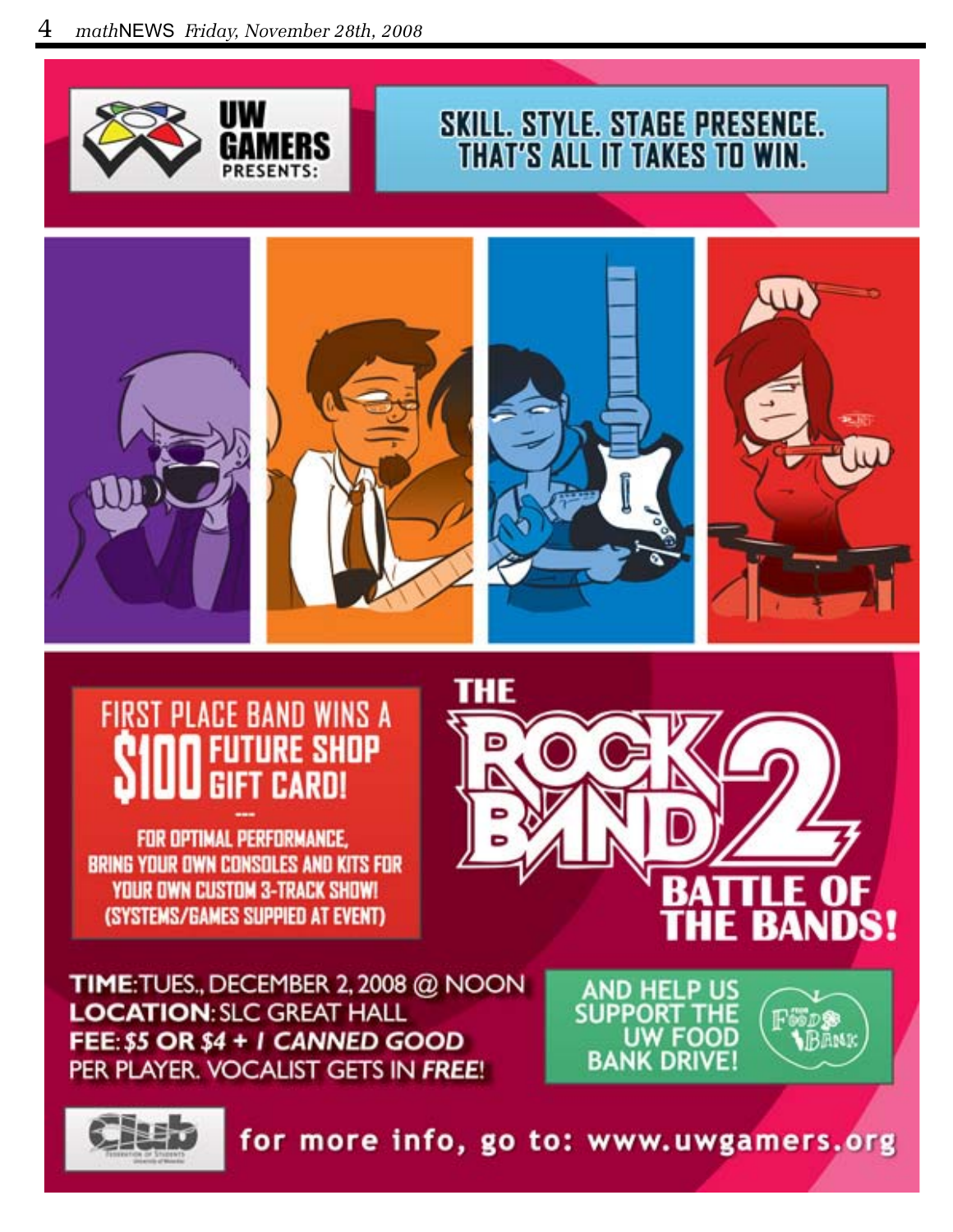UW GAMERS PRESENTS:

SKILL. STYLE. STAGE PRESENCE. THAT'S ALL IT TAKES TO WIN.

# THE ROCK BAND 2 BATTLE OF THE BANDS!

FIRST PLACE BAND WINS A **$100 FUTURE SHOP GIFT CARD!**

---

FOR OPTIMAL PERFORMANCE, BRING YOUR OWN CONSOLES AND KITS FOR YOUR OWN CUSTOM 3-TRACK SHOW! (SYSTEMS/GAMES SUPPIED AT EVENT)

**TIME**: TUES., DECEMBER 2, 2008 @ NOON
**LOCATION**: SLC GREAT HALL
**FEE**: *$5 OR $4 + 1 CANNED GOOD* PER PLAYER. VOCALIST GETS IN *FREE*!

AND HELP US SUPPORT THE UW FOOD BANK DRIVE!

for more info, go to: www.uwgamers.org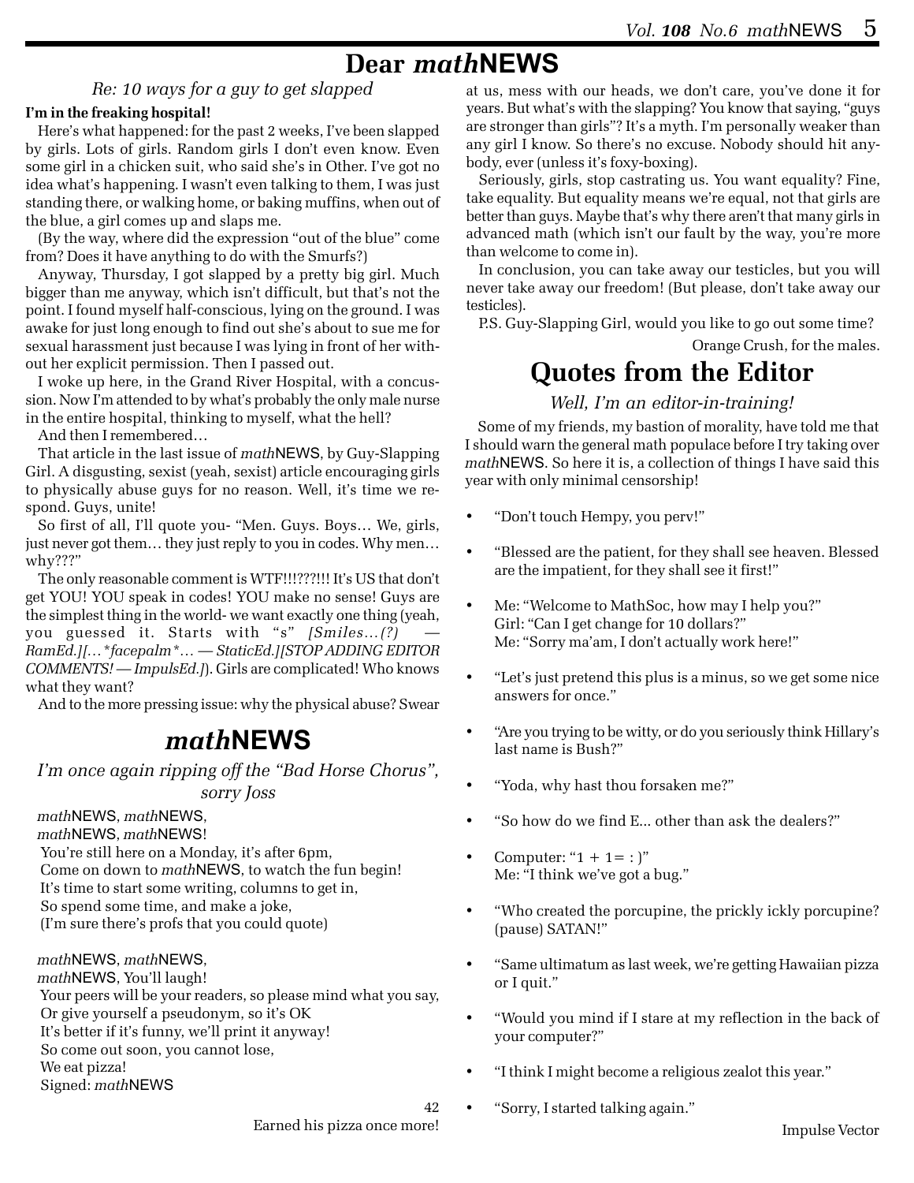# Dear *math*NEWS

*Re: 10 ways for a guy to get slapped*

**I'm in the freaking hospital!**

Here's what happened: for the past 2 weeks, I've been slapped by girls. Lots of girls. Random girls I don't even know. Even some girl in a chicken suit, who said she's in Other. I've got no idea what's happening. I wasn't even talking to them, I was just standing there, or walking home, or baking muffins, when out of the blue, a girl comes up and slaps me.

(By the way, where did the expression "out of the blue" come from? Does it have anything to do with the Smurfs?)

Anyway, Thursday, I got slapped by a pretty big girl. Much bigger than me anyway, which isn't difficult, but that's not the point. I found myself half-conscious, lying on the ground. I was awake for just long enough to find out she's about to sue me for sexual harassment just because I was lying in front of her without her explicit permission. Then I passed out.

I woke up here, in the Grand River Hospital, with a concussion. Now I'm attended to by what's probably the only male nurse in the entire hospital, thinking to myself, what the hell?

And then I remembered…

That article in the last issue of *math*NEWS, by Guy-Slapping Girl. A disgusting, sexist (yeah, sexist) article encouraging girls to physically abuse guys for no reason. Well, it's time we respond. Guys, unite!

So first of all, I'll quote you- "Men. Guys. Boys… We, girls, just never got them… they just reply to you in codes. Why men… why???"

The only reasonable comment is WTF!!!???!!! It's US that don't get YOU! YOU speak in codes! YOU make no sense! Guys are the simplest thing in the world- we want exactly one thing (yeah, you guessed it. Starts with "s" *[Smiles…(?) — RamEd.][…\*facepalm\*… — StaticEd.][STOP ADDING EDITOR COMMENTS! — ImpulsEd.]*). Girls are complicated! Who knows what they want?

And to the more pressing issue: why the physical abuse? Swear at us, mess with our heads, we don't care, you've done it for years. But what's with the slapping? You know that saying, "guys are stronger than girls"? It's a myth. I'm personally weaker than any girl I know. So there's no excuse. Nobody should hit anybody, ever (unless it's foxy-boxing).

Seriously, girls, stop castrating us. You want equality? Fine, take equality. But equality means we're equal, not that girls are better than guys. Maybe that's why there aren't that many girls in advanced math (which isn't our fault by the way, you're more than welcome to come in).

In conclusion, you can take away our testicles, but you will never take away our freedom! (But please, don't take away our testicles).

P.S. Guy-Slapping Girl, would you like to go out some time?

Orange Crush, for the males.

# *math*NEWS

*I'm once again ripping off the "Bad Horse Chorus", sorry Joss*

*math*NEWS, *math*NEWS,
*math*NEWS, *math*NEWS!
You're still here on a Monday, it's after 6pm,
Come on down to *math*NEWS, to watch the fun begin!
It's time to start some writing, columns to get in,
So spend some time, and make a joke,
(I'm sure there's profs that you could quote)

*math*NEWS, *math*NEWS,
*math*NEWS, You'll laugh!
Your peers will be your readers, so please mind what you say,
Or give yourself a pseudonym, so it's OK
It's better if it's funny, we'll print it anyway!
So come out soon, you cannot lose,
We eat pizza!
Signed: *math*NEWS

42
Earned his pizza once more!

# Quotes from the Editor

*Well, I'm an editor-in-training!*

Some of my friends, my bastion of morality, have told me that I should warn the general math populace before I try taking over *math*NEWS. So here it is, a collection of things I have said this year with only minimal censorship!

- "Don't touch Hempy, you perv!"
- "Blessed are the patient, for they shall see heaven. Blessed are the impatient, for they shall see it first!"
- Me: "Welcome to MathSoc, how may I help you?"
  Girl: "Can I get change for 10 dollars?"
  Me: "Sorry ma'am, I don't actually work here!"
- "Let's just pretend this plus is a minus, so we get some nice answers for once."
- "Are you trying to be witty, or do you seriously think Hillary's last name is Bush?"
- "Yoda, why hast thou forsaken me?"
- "So how do we find E... other than ask the dealers?"
- Computer: "1 + 1= : )"
  Me: "I think we've got a bug."
- "Who created the porcupine, the prickly ickly porcupine? (pause) SATAN!"
- "Same ultimatum as last week, we're getting Hawaiian pizza or I quit."
- "Would you mind if I stare at my reflection in the back of your computer?"
- "I think I might become a religious zealot this year."
- "Sorry, I started talking again."

Impulse Vector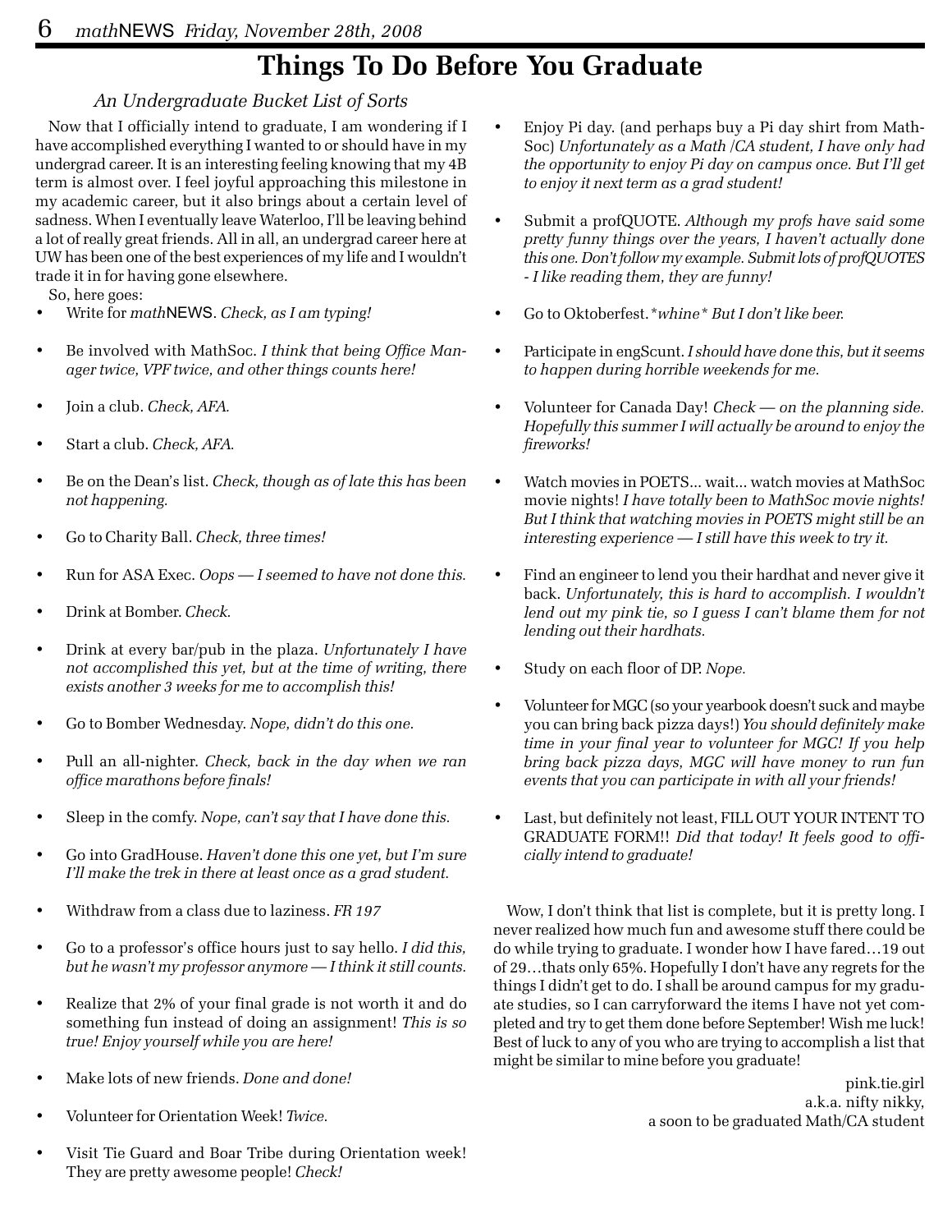# Things To Do Before You Graduate

*An Undergraduate Bucket List of Sorts*

Now that I officially intend to graduate, I am wondering if I have accomplished everything I wanted to or should have in my undergrad career. It is an interesting feeling knowing that my 4B term is almost over. I feel joyful approaching this milestone in my academic career, but it also brings about a certain level of sadness. When I eventually leave Waterloo, I'll be leaving behind a lot of really great friends. All in all, an undergrad career here at UW has been one of the best experiences of my life and I wouldn't trade it in for having gone elsewhere.

So, here goes:

- Write for *math*NEWS. *Check, as I am typing!*
- Be involved with MathSoc. *I think that being Office Manager twice, VPF twice, and other things counts here!*
- Join a club. *Check, AFA.*
- Start a club. *Check, AFA.*
- Be on the Dean's list. *Check, though as of late this has been not happening.*
- Go to Charity Ball. *Check, three times!*
- Run for ASA Exec. *Oops — I seemed to have not done this.*
- Drink at Bomber. *Check.*
- Drink at every bar/pub in the plaza. *Unfortunately I have not accomplished this yet, but at the time of writing, there exists another 3 weeks for me to accomplish this!*
- Go to Bomber Wednesday. *Nope, didn't do this one.*
- Pull an all-nighter. *Check, back in the day when we ran office marathons before finals!*
- Sleep in the comfy. *Nope, can't say that I have done this.*
- Go into GradHouse. *Haven't done this one yet, but I'm sure I'll make the trek in there at least once as a grad student.*
- Withdraw from a class due to laziness. *FR 197*
- Go to a professor's office hours just to say hello. *I did this, but he wasn't my professor anymore — I think it still counts.*
- Realize that 2% of your final grade is not worth it and do something fun instead of doing an assignment! *This is so true! Enjoy yourself while you are here!*
- Make lots of new friends. *Done and done!*
- Volunteer for Orientation Week! *Twice.*
- Visit Tie Guard and Boar Tribe during Orientation week! They are pretty awesome people! *Check!*
- Enjoy Pi day. (and perhaps buy a Pi day shirt from MathSoc) *Unfortunately as a Math /CA student, I have only had the opportunity to enjoy Pi day on campus once. But I'll get to enjoy it next term as a grad student!*
- Submit a profQUOTE. *Although my profs have said some pretty funny things over the years, I haven't actually done this one. Don't follow my example. Submit lots of profQUOTES - I like reading them, they are funny!*
- Go to Oktoberfest. *\*whine\* But I don't like beer.*
- Participate in engScunt. *I should have done this, but it seems to happen during horrible weekends for me.*
- Volunteer for Canada Day! *Check — on the planning side. Hopefully this summer I will actually be around to enjoy the fireworks!*
- Watch movies in POETS... wait... watch movies at MathSoc movie nights! *I have totally been to MathSoc movie nights! But I think that watching movies in POETS might still be an interesting experience — I still have this week to try it.*
- Find an engineer to lend you their hardhat and never give it back. *Unfortunately, this is hard to accomplish. I wouldn't lend out my pink tie, so I guess I can't blame them for not lending out their hardhats.*
- Study on each floor of DP. *Nope.*
- Volunteer for MGC (so your yearbook doesn't suck and maybe you can bring back pizza days!) *You should definitely make time in your final year to volunteer for MGC! If you help bring back pizza days, MGC will have money to run fun events that you can participate in with all your friends!*
- Last, but definitely not least, FILL OUT YOUR INTENT TO GRADUATE FORM!! *Did that today! It feels good to officially intend to graduate!*

Wow, I don't think that list is complete, but it is pretty long. I never realized how much fun and awesome stuff there could be do while trying to graduate. I wonder how I have fared…19 out of 29…thats only 65%. Hopefully I don't have any regrets for the things I didn't get to do. I shall be around campus for my graduate studies, so I can carryforward the items I have not yet completed and try to get them done before September! Wish me luck! Best of luck to any of you who are trying to accomplish a list that might be similar to mine before you graduate!

pink.tie.girl
a.k.a. nifty nikky,
a soon to be graduated Math/CA student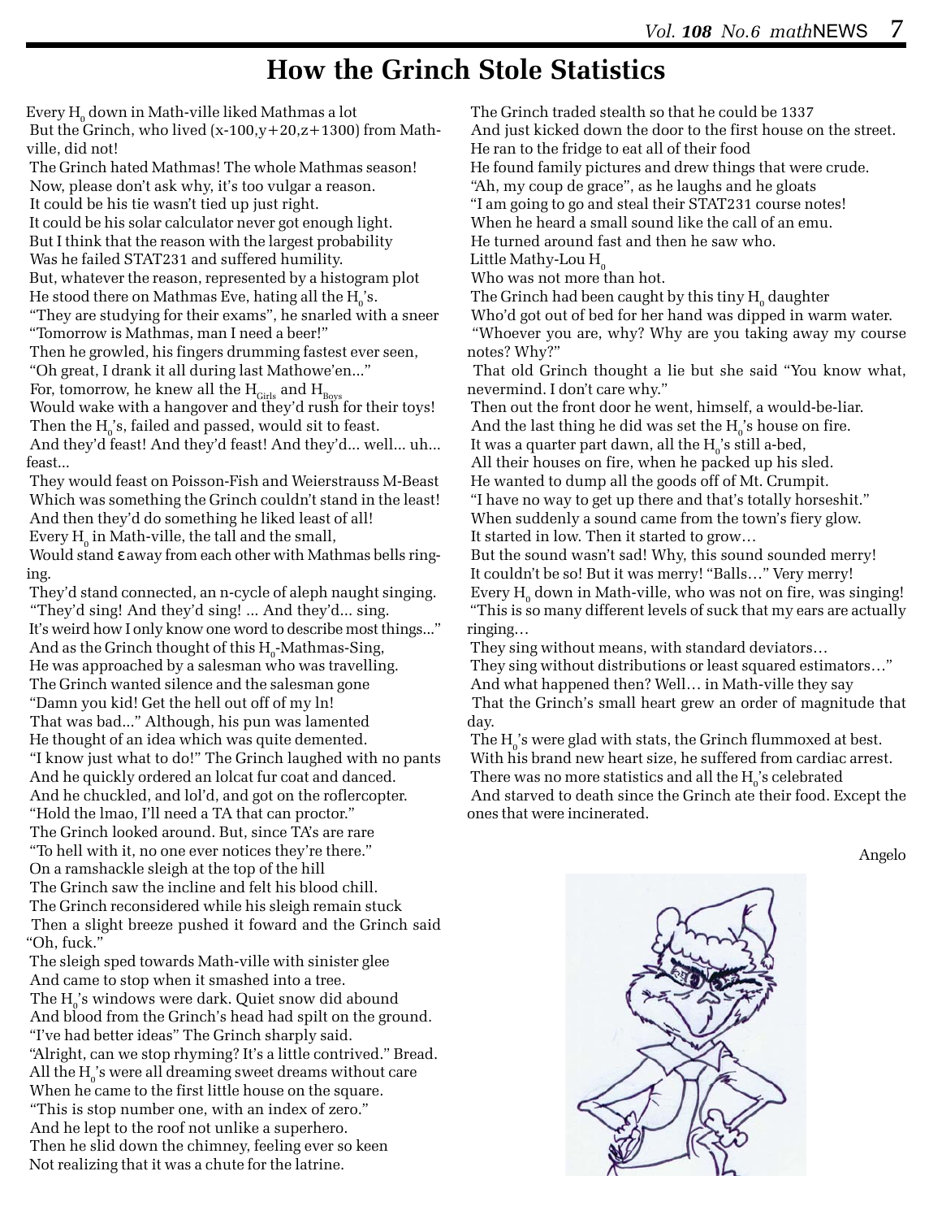# How the Grinch Stole Statistics

Every $H_0$ down in Math-ville liked Mathmas a lot
But the Grinch, who lived (x-100,y+20,z+1300) from Math-ville, did not!
The Grinch hated Mathmas! The whole Mathmas season!
Now, please don't ask why, it's too vulgar a reason.
It could be his tie wasn't tied up just right.
It could be his solar calculator never got enough light.
But I think that the reason with the largest probability
Was he failed STAT231 and suffered humility.
But, whatever the reason, represented by a histogram plot
He stood there on Mathmas Eve, hating all the $H_0$'s.
"They are studying for their exams", he snarled with a sneer
"Tomorrow is Mathmas, man I need a beer!"
Then he growled, his fingers drumming fastest ever seen,
"Oh great, I drank it all during last Mathowe'en..."
For, tomorrow, he knew all the $H_{Girls}$ and $H_{Boys}$
Would wake with a hangover and they'd rush for their toys!
Then the $H_0$'s, failed and passed, would sit to feast.
And they'd feast! And they'd feast! And they'd... well... uh... feast...
They would feast on Poisson-Fish and Weierstrauss M-Beast
Which was something the Grinch couldn't stand in the least!
And then they'd do something he liked least of all!
Every $H_0$ in Math-ville, the tall and the small,
Would stand $\varepsilon$ away from each other with Mathmas bells ringing.
They'd stand connected, an n-cycle of aleph naught singing.
"They'd sing! And they'd sing! ... And they'd... sing.
It's weird how I only know one word to describe most things..."
And as the Grinch thought of this $H_0$-Mathmas-Sing,
He was approached by a salesman who was travelling.
The Grinch wanted silence and the salesman gone
"Damn you kid! Get the hell out off of my ln!
That was bad..." Although, his pun was lamented
He thought of an idea which was quite demented.
"I know just what to do!" The Grinch laughed with no pants
And he quickly ordered an lolcat fur coat and danced.
And he chuckled, and lol'd, and got on the roflercopter.
"Hold the lmao, I'll need a TA that can proctor."
The Grinch looked around. But, since TA's are rare
"To hell with it, no one ever notices they're there."
On a ramshackle sleigh at the top of the hill
The Grinch saw the incline and felt his blood chill.
The Grinch reconsidered while his sleigh remain stuck
Then a slight breeze pushed it foward and the Grinch said "Oh, fuck."
The sleigh sped towards Math-ville with sinister glee
And came to stop when it smashed into a tree.
The $H_0$'s windows were dark. Quiet snow did abound
And blood from the Grinch's head had spilt on the ground.
"I've had better ideas" The Grinch sharply said.
"Alright, can we stop rhyming? It's a little contrived." Bread.
All the $H_0$'s were all dreaming sweet dreams without care
When he came to the first little house on the square.
"This is stop number one, with an index of zero."
And he lept to the roof not unlike a superhero.
Then he slid down the chimney, feeling ever so keen
Not realizing that it was a chute for the latrine.
The Grinch traded stealth so that he could be 1337
And just kicked down the door to the first house on the street.
He ran to the fridge to eat all of their food
He found family pictures and drew things that were crude.
"Ah, my coup de grace", as he laughs and he gloats
"I am going to go and steal their STAT231 course notes!
When he heard a small sound like the call of an emu.
He turned around fast and then he saw who.
Little Mathy-Lou $H_0$
Who was not more than hot.
The Grinch had been caught by this tiny $H_0$ daughter
Who'd got out of bed for her hand was dipped in warm water.
"Whoever you are, why? Why are you taking away my course notes? Why?"
That old Grinch thought a lie but she said "You know what, nevermind. I don't care why."
Then out the front door he went, himself, a would-be-liar.
And the last thing he did was set the $H_0$'s house on fire.
It was a quarter part dawn, all the $H_0$'s still a-bed,
All their houses on fire, when he packed up his sled.
He wanted to dump all the goods off of Mt. Crumpit.
"I have no way to get up there and that's totally horseshit."
When suddenly a sound came from the town's fiery glow.
It started in low. Then it started to grow…
But the sound wasn't sad! Why, this sound sounded merry!
It couldn't be so! But it was merry! "Balls…" Very merry!
Every $H_0$ down in Math-ville, who was not on fire, was singing!
"This is so many different levels of suck that my ears are actually ringing…
They sing without means, with standard deviators…
They sing without distributions or least squared estimators…"
And what happened then? Well… in Math-ville they say
That the Grinch's small heart grew an order of magnitude that day.
The $H_0$'s were glad with stats, the Grinch flummoxed at best.
With his brand new heart size, he suffered from cardiac arrest.
There was no more statistics and all the $H_0$'s celebrated
And starved to death since the Grinch ate their food. Except the ones that were incinerated.

Angelo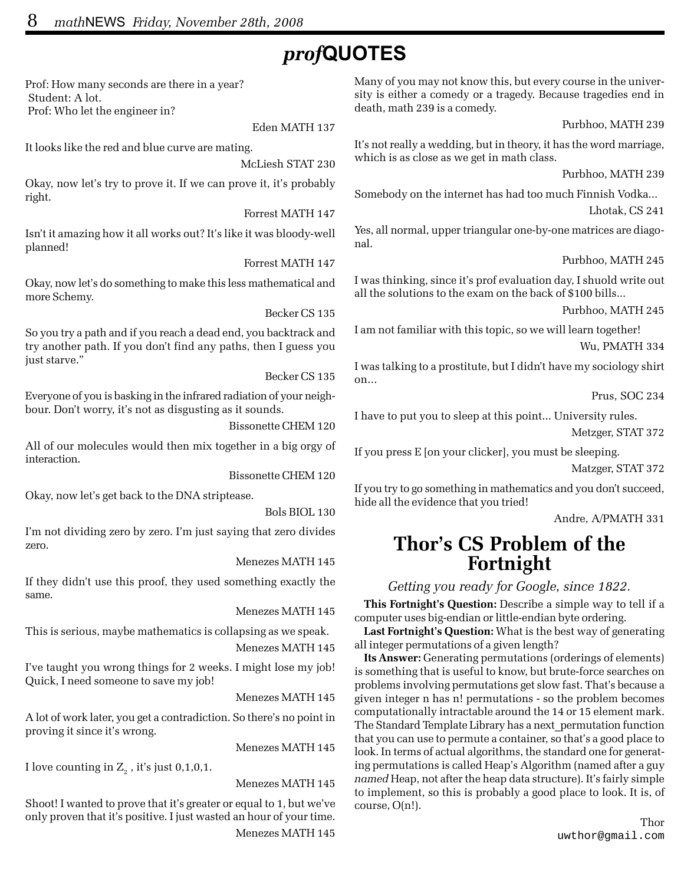# *prof*QUOTES

Prof: How many seconds are there in a year?
Student: A lot.
Prof: Who let the engineer in?

Eden MATH 137

It looks like the red and blue curve are mating.

McLiesh STAT 230

Okay, now let's try to prove it. If we can prove it, it's probably right.

Forrest MATH 147

Isn't it amazing how it all works out? It's like it was bloody-well planned!

Forrest MATH 147

Okay, now let's do something to make this less mathematical and more Schemy.

Becker CS 135

So you try a path and if you reach a dead end, you backtrack and try another path. If you don't find any paths, then I guess you just starve."

Becker CS 135

Everyone of you is basking in the infrared radiation of your neighbour. Don't worry, it's not as disgusting as it sounds.

Bissonette CHEM 120

All of our molecules would then mix together in a big orgy of interaction.

Bissonette CHEM 120

Okay, now let's get back to the DNA striptease.

Bols BIOL 130

I'm not dividing zero by zero. I'm just saying that zero divides zero.

Menezes MATH 145

If they didn't use this proof, they used something exactly the same.

Menezes MATH 145

This is serious, maybe mathematics is collapsing as we speak.

Menezes MATH 145

I've taught you wrong things for 2 weeks. I might lose my job! Quick, I need someone to save my job!

Menezes MATH 145

A lot of work later, you get a contradiction. So there's no point in proving it since it's wrong.

Menezes MATH 145

I love counting in $Z_2$ , it's just 0,1,0,1.

Menezes MATH 145

Shoot! I wanted to prove that it's greater or equal to 1, but we've only proven that it's positive. I just wasted an hour of your time.

Menezes MATH 145

Many of you may not know this, but every course in the university is either a comedy or a tragedy. Because tragedies end in death, math 239 is a comedy.

Purbhoo, MATH 239

It's not really a wedding, but in theory, it has the word marriage, which is as close as we get in math class.

Purbhoo, MATH 239

Somebody on the internet has had too much Finnish Vodka...

Lhotak, CS 241

Yes, all normal, upper triangular one-by-one matrices are diagonal.

Purbhoo, MATH 245

I was thinking, since it's prof evaluation day, I shuold write out all the solutions to the exam on the back of $100 bills...

Purbhoo, MATH 245

I am not familiar with this topic, so we will learn together!

Wu, PMATH 334

I was talking to a prostitute, but I didn't have my sociology shirt on...

Prus, SOC 234

I have to put you to sleep at this point... University rules.

Metzger, STAT 372

If you press E [on your clicker], you must be sleeping.

Matzger, STAT 372

If you try to go something in mathematics and you don't succeed, hide all the evidence that you tried!

Andre, A/PMATH 331

## Thor's CS Problem of the Fortnight

*Getting you ready for Google, since 1822.*

**This Fortnight's Question:** Describe a simple way to tell if a computer uses big-endian or little-endian byte ordering.

**Last Fortnight's Question:** What is the best way of generating all integer permutations of a given length?

**Its Answer:** Generating permutations (orderings of elements) is something that is useful to know, but brute-force searches on problems involving permutations get slow fast. That's because a given integer n has n! permutations - so the problem becomes computationally intractable around the 14 or 15 element mark. The Standard Template Library has a next_permutation function that you can use to permute a container, so that's a good place to look. In terms of actual algorithms, the standard one for generating permutations is called Heap's Algorithm (named after a guy *named* Heap, not after the heap data structure). It's fairly simple to implement, so this is probably a good place to look. It is, of course, O(n!).

Thor
uwthor@gmail.com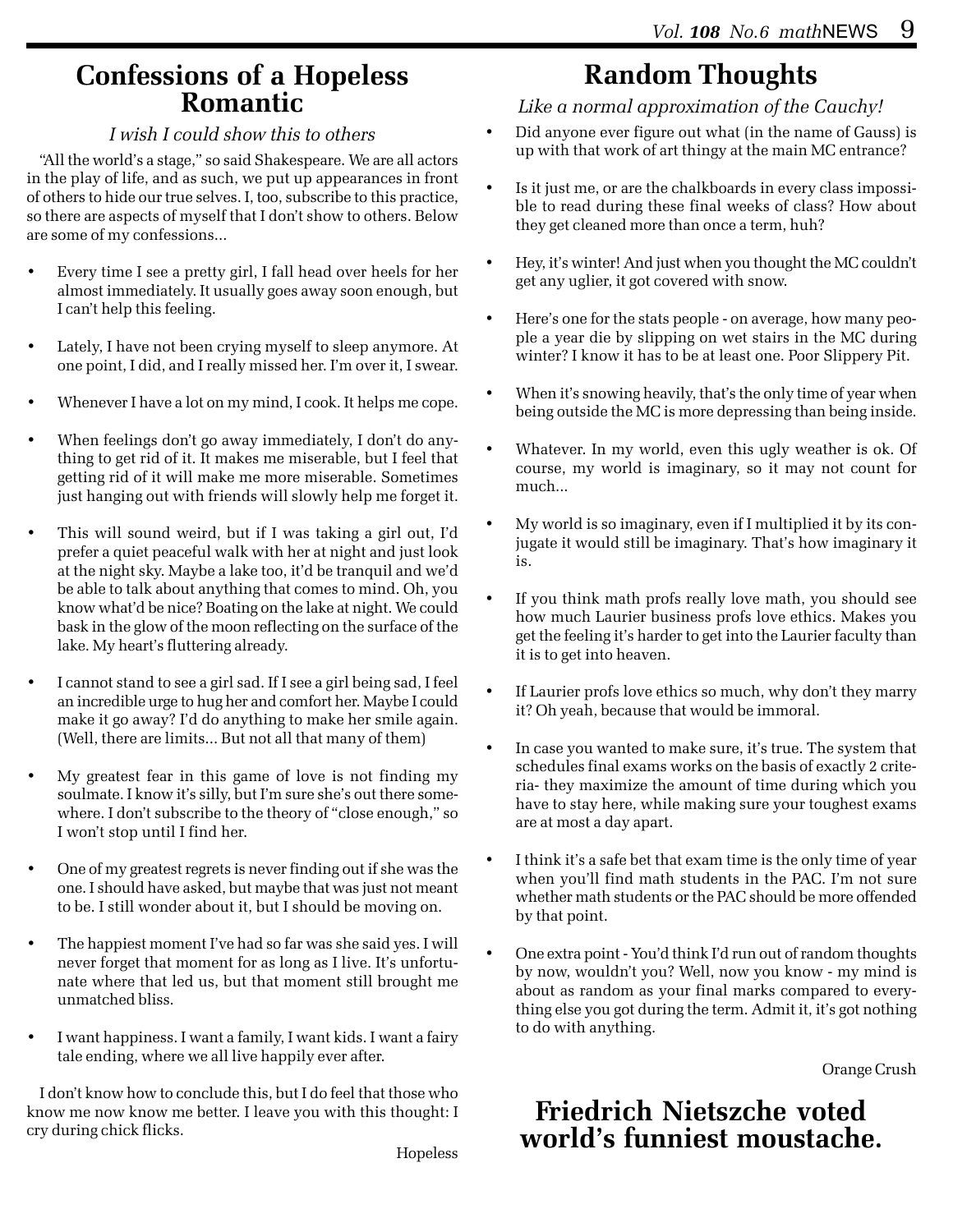# Confessions of a Hopeless Romantic

*I wish I could show this to others*

"All the world's a stage," so said Shakespeare. We are all actors in the play of life, and as such, we put up appearances in front of others to hide our true selves. I, too, subscribe to this practice, so there are aspects of myself that I don't show to others. Below are some of my confessions...

- Every time I see a pretty girl, I fall head over heels for her almost immediately. It usually goes away soon enough, but I can't help this feeling.
- Lately, I have not been crying myself to sleep anymore. At one point, I did, and I really missed her. I'm over it, I swear.
- Whenever I have a lot on my mind, I cook. It helps me cope.
- When feelings don't go away immediately, I don't do anything to get rid of it. It makes me miserable, but I feel that getting rid of it will make me more miserable. Sometimes just hanging out with friends will slowly help me forget it.
- This will sound weird, but if I was taking a girl out, I'd prefer a quiet peaceful walk with her at night and just look at the night sky. Maybe a lake too, it'd be tranquil and we'd be able to talk about anything that comes to mind. Oh, you know what'd be nice? Boating on the lake at night. We could bask in the glow of the moon reflecting on the surface of the lake. My heart's fluttering already.
- I cannot stand to see a girl sad. If I see a girl being sad, I feel an incredible urge to hug her and comfort her. Maybe I could make it go away? I'd do anything to make her smile again. (Well, there are limits... But not all that many of them)
- My greatest fear in this game of love is not finding my soulmate. I know it's silly, but I'm sure she's out there somewhere. I don't subscribe to the theory of "close enough," so I won't stop until I find her.
- One of my greatest regrets is never finding out if she was the one. I should have asked, but maybe that was just not meant to be. I still wonder about it, but I should be moving on.
- The happiest moment I've had so far was she said yes. I will never forget that moment for as long as I live. It's unfortunate where that led us, but that moment still brought me unmatched bliss.
- I want happiness. I want a family, I want kids. I want a fairy tale ending, where we all live happily ever after.

I don't know how to conclude this, but I do feel that those who know me now know me better. I leave you with this thought: I cry during chick flicks.

Hopeless

# Random Thoughts

*Like a normal approximation of the Cauchy!*

- Did anyone ever figure out what (in the name of Gauss) is up with that work of art thingy at the main MC entrance?
- Is it just me, or are the chalkboards in every class impossible to read during these final weeks of class? How about they get cleaned more than once a term, huh?
- Hey, it's winter! And just when you thought the MC couldn't get any uglier, it got covered with snow.
- Here's one for the stats people - on average, how many people a year die by slipping on wet stairs in the MC during winter? I know it has to be at least one. Poor Slippery Pit.
- When it's snowing heavily, that's the only time of year when being outside the MC is more depressing than being inside.
- Whatever. In my world, even this ugly weather is ok. Of course, my world is imaginary, so it may not count for much...
- My world is so imaginary, even if I multiplied it by its conjugate it would still be imaginary. That's how imaginary it is.
- If you think math profs really love math, you should see how much Laurier business profs love ethics. Makes you get the feeling it's harder to get into the Laurier faculty than it is to get into heaven.
- If Laurier profs love ethics so much, why don't they marry it? Oh yeah, because that would be immoral.
- In case you wanted to make sure, it's true. The system that schedules final exams works on the basis of exactly 2 criteria- they maximize the amount of time during which you have to stay here, while making sure your toughest exams are at most a day apart.
- I think it's a safe bet that exam time is the only time of year when you'll find math students in the PAC. I'm not sure whether math students or the PAC should be more offended by that point.
- One extra point - You'd think I'd run out of random thoughts by now, wouldn't you? Well, now you know - my mind is about as random as your final marks compared to everything else you got during the term. Admit it, it's got nothing to do with anything.

Orange Crush

# Friedrich Nietszche voted world's funniest moustache.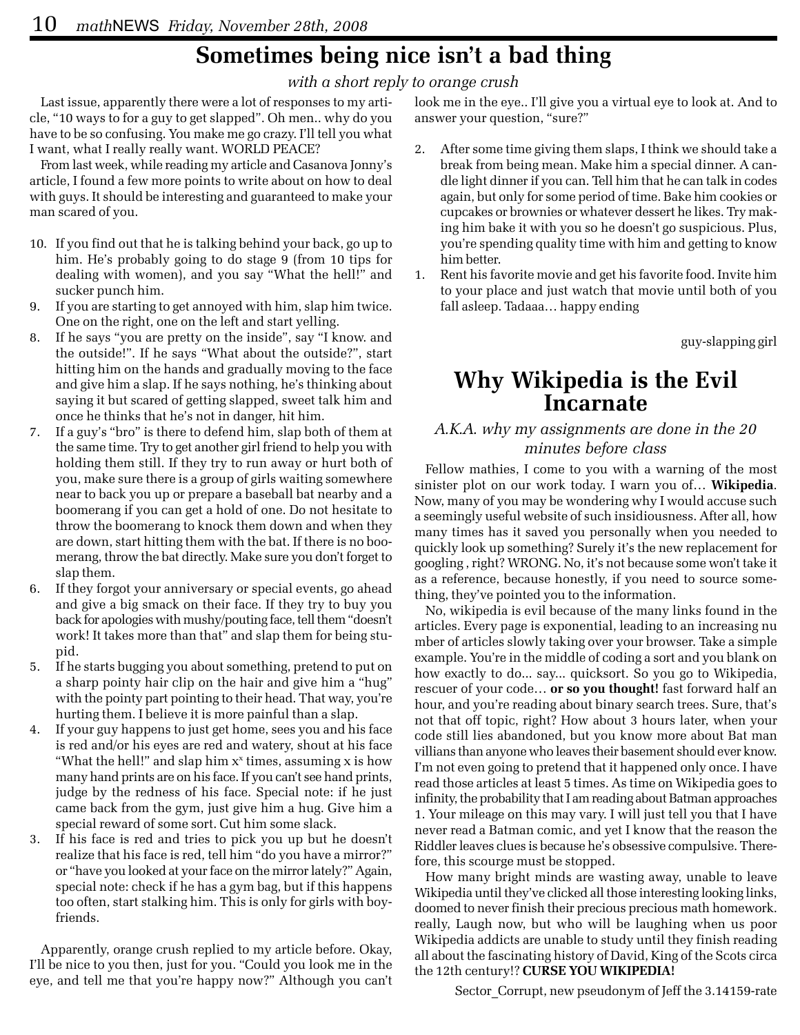# Sometimes being nice isn't a bad thing

*with a short reply to orange crush*

Last issue, apparently there were a lot of responses to my article, "10 ways to for a guy to get slapped". Oh men.. why do you have to be so confusing. You make me go crazy. I'll tell you what I want, what I really really want. WORLD PEACE?

From last week, while reading my article and Casanova Jonny's article, I found a few more points to write about on how to deal with guys. It should be interesting and guaranteed to make your man scared of you.

10. If you find out that he is talking behind your back, go up to him. He's probably going to do stage 9 (from 10 tips for dealing with women), and you say "What the hell!" and sucker punch him.
9. If you are starting to get annoyed with him, slap him twice. One on the right, one on the left and start yelling.
8. If he says "you are pretty on the inside", say "I know. and the outside!". If he says "What about the outside?", start hitting him on the hands and gradually moving to the face and give him a slap. If he says nothing, he's thinking about saying it but scared of getting slapped, sweet talk him and once he thinks that he's not in danger, hit him.
7. If a guy's "bro" is there to defend him, slap both of them at the same time. Try to get another girl friend to help you with holding them still. If they try to run away or hurt both of you, make sure there is a group of girls waiting somewhere near to back you up or prepare a baseball bat nearby and a boomerang if you can get a hold of one. Do not hesitate to throw the boomerang to knock them down and when they are down, start hitting them with the bat. If there is no boomerang, throw the bat directly. Make sure you don't forget to slap them.
6. If they forgot your anniversary or special events, go ahead and give a big smack on their face. If they try to buy you back for apologies with mushy/pouting face, tell them "doesn't work! It takes more than that" and slap them for being stupid.
5. If he starts bugging you about something, pretend to put on a sharp pointy hair clip on the hair and give him a "hug" with the pointy part pointing to their head. That way, you're hurting them. I believe it is more painful than a slap.
4. If your guy happens to just get home, sees you and his face is red and/or his eyes are red and watery, shout at his face "What the hell!" and slap him $x^x$ times, assuming x is how many hand prints are on his face. If you can't see hand prints, judge by the redness of his face. Special note: if he just came back from the gym, just give him a hug. Give him a special reward of some sort. Cut him some slack.
3. If his face is red and tries to pick you up but he doesn't realize that his face is red, tell him "do you have a mirror?" or "have you looked at your face on the mirror lately?" Again, special note: check if he has a gym bag, but if this happens too often, start stalking him. This is only for girls with boyfriends.

Apparently, orange crush replied to my article before. Okay, I'll be nice to you then, just for you. "Could you look me in the eye, and tell me that you're happy now?" Although you can't look me in the eye.. I'll give you a virtual eye to look at. And to answer your question, "sure?"

2. After some time giving them slaps, I think we should take a break from being mean. Make him a special dinner. A candle light dinner if you can. Tell him that he can talk in codes again, but only for some period of time. Bake him cookies or cupcakes or brownies or whatever dessert he likes. Try making him bake it with you so he doesn't go suspicious. Plus, you're spending quality time with him and getting to know him better.
1. Rent his favorite movie and get his favorite food. Invite him to your place and just watch that movie until both of you fall asleep. Tadaaa… happy ending

guy-slapping girl

# Why Wikipedia is the Evil Incarnate

*A.K.A. why my assignments are done in the 20 minutes before class*

Fellow mathies, I come to you today with a warning of the most sinister plot on our work today. I warn you of… **Wikipedia**. Now, many of you may be wondering why I would accuse such a seemingly useful website of such insidiousness. After all, how many times has it saved you personally when you needed to quickly look up something? Surely it's the new replacement for googling , right? WRONG. No, it's not because some won't take it as a reference, because honestly, if you need to source something, they've pointed you to the information.

No, wikipedia is evil because of the many links found in the articles. Every page is exponential, leading to an increasing nu mber of articles slowly taking over your browser. Take a simple example. You're in the middle of coding a sort and you blank on how exactly to do... say... quicksort. So you go to Wikipedia, rescuer of your code… **or so you thought!** fast forward half an hour, and you're reading about binary search trees. Sure, that's not that off topic, right? How about 3 hours later, when your code still lies abandoned, but you know more about Bat man villians than anyone who leaves their basement should ever know. I'm not even going to pretend that it happened only once. I have read those articles at least 5 times. As time on Wikipedia goes to infinity, the probability that I am reading about Batman approaches 1. Your mileage on this may vary. I will just tell you that I have never read a Batman comic, and yet I know that the reason the Riddler leaves clues is because he's obsessive compulsive. Therefore, this scourge must be stopped.

How many bright minds are wasting away, unable to leave Wikipedia until they've clicked all those interesting looking links, doomed to never finish their precious precious math homework. really, Laugh now, but who will be laughing when us poor Wikipedia addicts are unable to study until they finish reading all about the fascinating history of David, King of the Scots circa the 12th century!? **CURSE YOU WIKIPEDIA!**

Sector_Corrupt, new pseudonym of Jeff the 3.14159-rate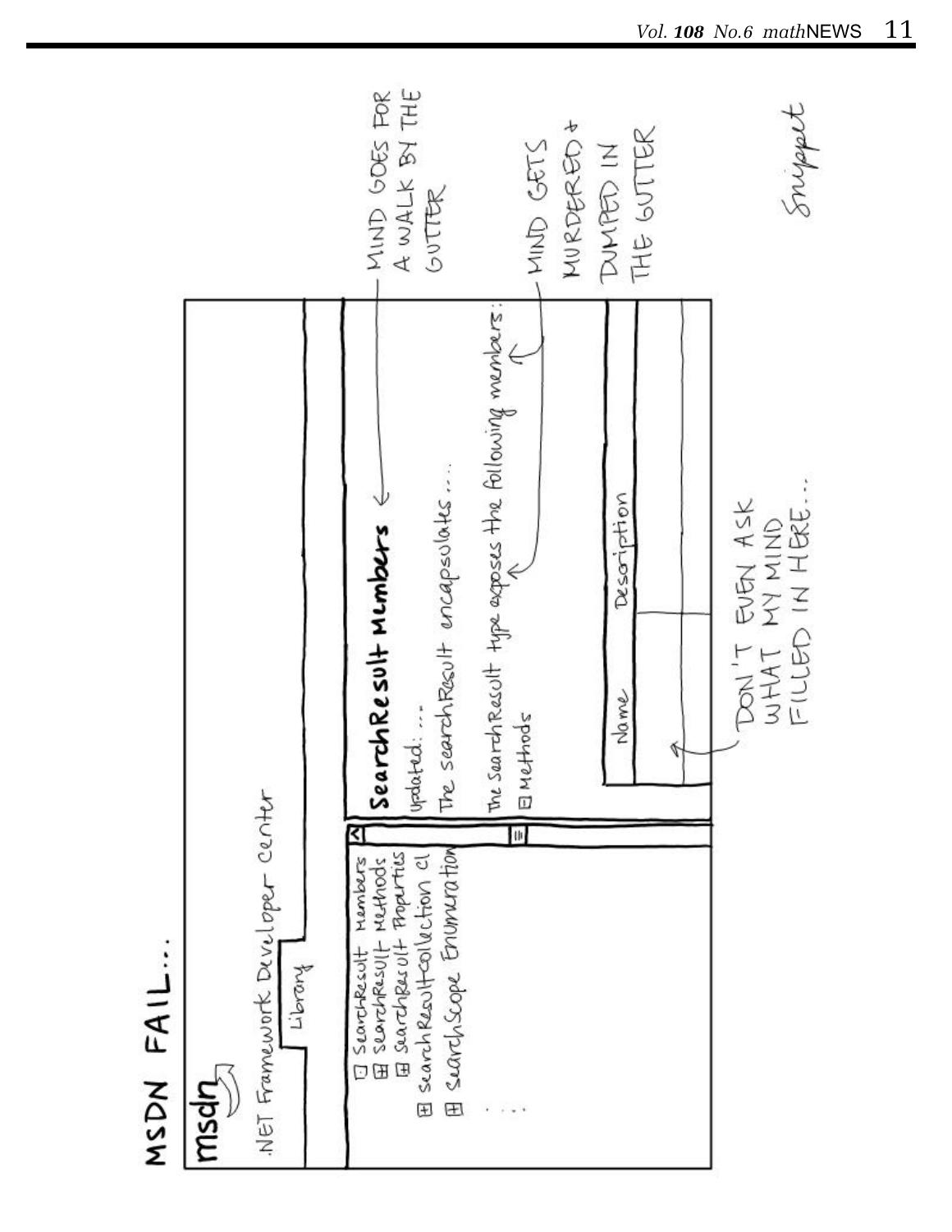# MSDN FAIL...

msdn

.NET Framework Developer Center

Library

- ⊟ SearchResult Members
  - ⊞ SearchResult Methods
  - ⊞ SearchResult Properties
- ⊞ SearchResultCollection cl
- ⊞ SearchScope Enumeration
- ....

**SearchResult Members** ← MIND GOES FOR A WALK BY THE GUTTER

Updated: ...

The SearchResult encapsulates....

The SearchResult type exposes the following members: ← MIND GETS MURDERED + DUMPED IN THE GUTTER

⊟ Methods

| Name | Description |
| --- | --- |
| | |

DON'T EVEN ASK WHAT MY MIND FILLED IN HERE...

*Snippet*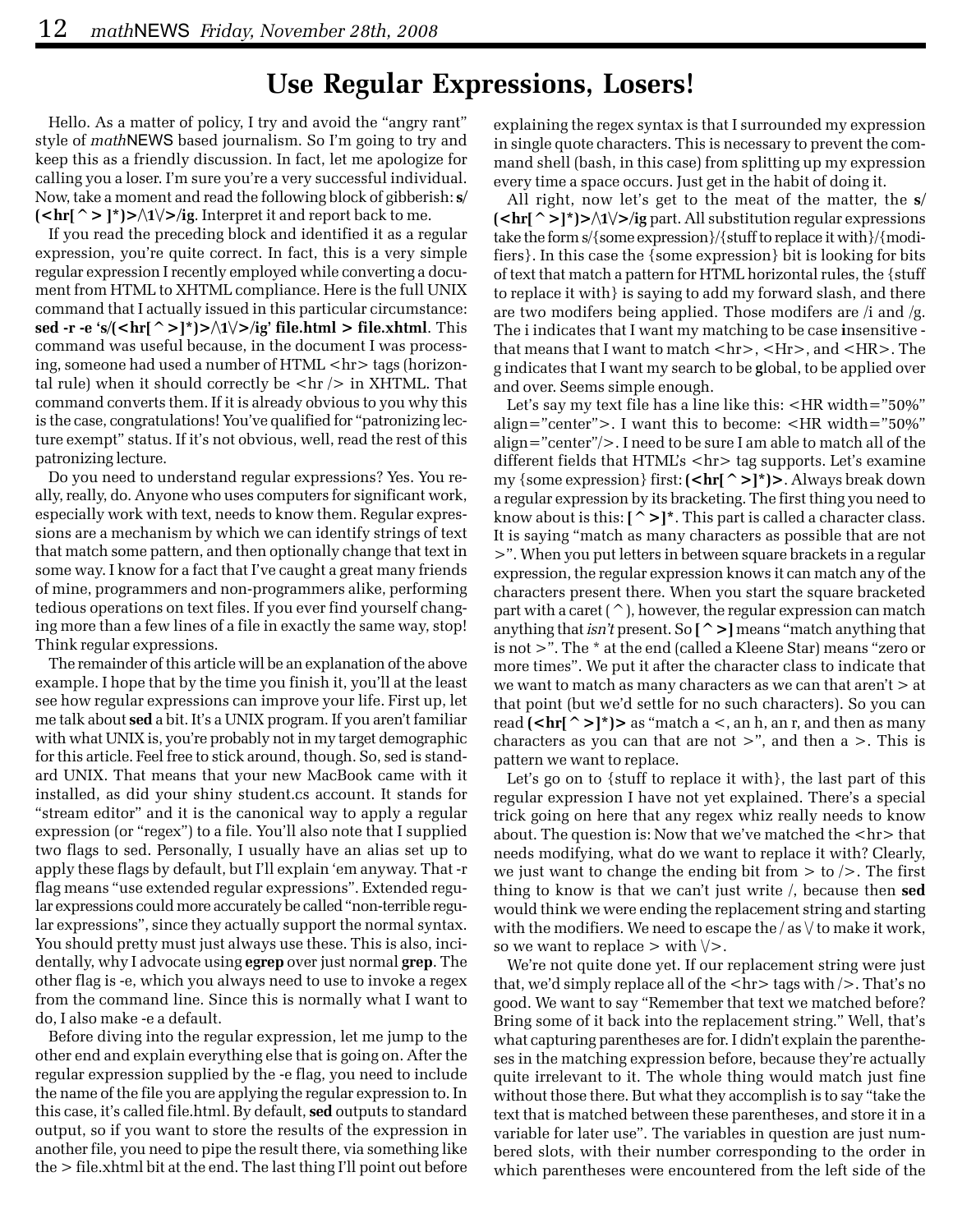# Use Regular Expressions, Losers!

Hello. As a matter of policy, I try and avoid the "angry rant" style of *math*NEWS based journalism. So I'm going to try and keep this as a friendly discussion. In fact, let me apologize for calling you a loser. I'm sure you're a very successful individual. Now, take a moment and read the following block of gibberish: **s/(<hr[^>]*)>/\1\/>/ig**. Interpret it and report back to me.

If you read the preceding block and identified it as a regular expression, you're quite correct. In fact, this is a very simple regular expression I recently employed while converting a document from HTML to XHTML compliance. Here is the full UNIX command that I actually issued in this particular circumstance: **sed -r -e 's/(<hr[^>]*)>/\1\/>/ig' file.html > file.xhtml**. This command was useful because, in the document I was processing, someone had used a number of HTML <hr> tags (horizontal rule) when it should correctly be <hr /> in XHTML. That command converts them. If it is already obvious to you why this is the case, congratulations! You've qualified for "patronizing lecture exempt" status. If it's not obvious, well, read the rest of this patronizing lecture.

Do you need to understand regular expressions? Yes. You really, really, do. Anyone who uses computers for significant work, especially work with text, needs to know them. Regular expressions are a mechanism by which we can identify strings of text that match some pattern, and then optionally change that text in some way. I know for a fact that I've caught a great many friends of mine, programmers and non-programmers alike, performing tedious operations on text files. If you ever find yourself changing more than a few lines of a file in exactly the same way, stop! Think regular expressions.

The remainder of this article will be an explanation of the above example. I hope that by the time you finish it, you'll at the least see how regular expressions can improve your life. First up, let me talk about **sed** a bit. It's a UNIX program. If you aren't familiar with what UNIX is, you're probably not in my target demographic for this article. Feel free to stick around, though. So, sed is standard UNIX. That means that your new MacBook came with it installed, as did your shiny student.cs account. It stands for "stream editor" and it is the canonical way to apply a regular expression (or "regex") to a file. You'll also note that I supplied two flags to sed. Personally, I usually have an alias set up to apply these flags by default, but I'll explain 'em anyway. That -r flag means "use extended regular expressions". Extended regular expressions could more accurately be called "non-terrible regular expressions", since they actually support the normal syntax. You should pretty must just always use these. This is also, incidentally, why I advocate using **egrep** over just normal **grep**. The other flag is -e, which you always need to use to invoke a regex from the command line. Since this is normally what I want to do, I also make -e a default.

Before diving into the regular expression, let me jump to the other end and explain everything else that is going on. After the regular expression supplied by the -e flag, you need to include the name of the file you are applying the regular expression to. In this case, it's called file.html. By default, **sed** outputs to standard output, so if you want to store the results of the expression in another file, you need to pipe the result there, via something like the > file.xhtml bit at the end. The last thing I'll point out before explaining the regex syntax is that I surrounded my expression in single quote characters. This is necessary to prevent the command shell (bash, in this case) from splitting up my expression every time a space occurs. Just get in the habit of doing it.

All right, now let's get to the meat of the matter, the **s/(<hr[^>]*)>/\1\/>/ig** part. All substitution regular expressions take the form s/{some expression}/{stuff to replace it with}/{modifiers}. In this case the {some expression} bit is looking for bits of text that match a pattern for HTML horizontal rules, the {stuff to replace it with} is saying to add my forward slash, and there are two modifers being applied. Those modifers are /i and /g. The i indicates that I want my matching to be case **i**nsensitive - that means that I want to match <hr>, <Hr>, and <HR>. The g indicates that I want my search to be **g**lobal, to be applied over and over. Seems simple enough.

Let's say my text file has a line like this: <HR width="50%" align="center">. I want this to become: <HR width="50%" align="center"/>. I need to be sure I am able to match all of the different fields that HTML's <hr> tag supports. Let's examine my {some expression} first: **(<hr[^>]*)>**. Always break down a regular expression by its bracketing. The first thing you need to know about is this: **[^>]***. This part is called a character class. It is saying "match as many characters as possible that are not >". When you put letters in between square brackets in a regular expression, the regular expression knows it can match any of the characters present there. When you start the square bracketed part with a caret (^), however, the regular expression can match anything that *isn't* present. So **[^>]** means "match anything that is not >". The * at the end (called a Kleene Star) means "zero or more times". We put it after the character class to indicate that we want to match as many characters as we can that aren't > at that point (but we'd settle for no such characters). So you can read **(<hr[^>]*)>** as "match a <, an h, an r, and then as many characters as you can that are not >", and then a >. This is pattern we want to replace.

Let's go on to {stuff to replace it with}, the last part of this regular expression I have not yet explained. There's a special trick going on here that any regex whiz really needs to know about. The question is: Now that we've matched the <hr> that needs modifying, what do we want to replace it with? Clearly, we just want to change the ending bit from > to />. The first thing to know is that we can't just write /, because then **sed** would think we were ending the replacement string and starting with the modifiers. We need to escape the / as \/ to make it work, so we want to replace > with \/>.

We're not quite done yet. If our replacement string were just that, we'd simply replace all of the <hr> tags with />. That's no good. We want to say "Remember that text we matched before? Bring some of it back into the replacement string." Well, that's what capturing parentheses are for. I didn't explain the parentheses in the matching expression before, because they're actually quite irrelevant to it. The whole thing would match just fine without those there. But what they accomplish is to say "take the text that is matched between these parentheses, and store it in a variable for later use". The variables in question are just numbered slots, with their number corresponding to the order in which parentheses were encountered from the left side of the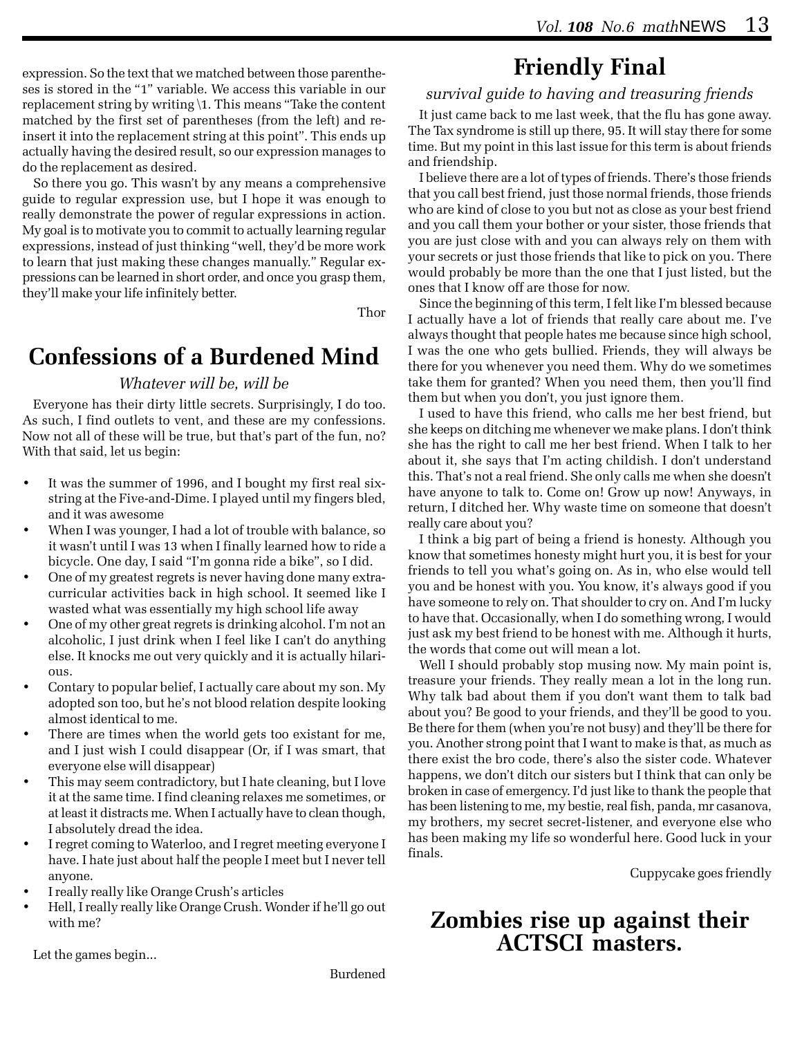expression. So the text that we matched between those parentheses is stored in the "1" variable. We access this variable in our replacement string by writing \1. This means "Take the content matched by the first set of parentheses (from the left) and re-insert it into the replacement string at this point". This ends up actually having the desired result, so our expression manages to do the replacement as desired.

So there you go. This wasn't by any means a comprehensive guide to regular expression use, but I hope it was enough to really demonstrate the power of regular expressions in action. My goal is to motivate you to commit to actually learning regular expressions, instead of just thinking "well, they'd be more work to learn that just making these changes manually." Regular expressions can be learned in short order, and once you grasp them, they'll make your life infinitely better.

Thor

# Confessions of a Burdened Mind

*Whatever will be, will be*

Everyone has their dirty little secrets. Surprisingly, I do too. As such, I find outlets to vent, and these are my confessions. Now not all of these will be true, but that's part of the fun, no? With that said, let us begin:

- It was the summer of 1996, and I bought my first real six-string at the Five-and-Dime. I played until my fingers bled, and it was awesome
- When I was younger, I had a lot of trouble with balance, so it wasn't until I was 13 when I finally learned how to ride a bicycle. One day, I said "I'm gonna ride a bike", so I did.
- One of my greatest regrets is never having done many extra-curricular activities back in high school. It seemed like I wasted what was essentially my high school life away
- One of my other great regrets is drinking alcohol. I'm not an alcoholic, I just drink when I feel like I can't do anything else. It knocks me out very quickly and it is actually hilarious.
- Contary to popular belief, I actually care about my son. My adopted son too, but he's not blood relation despite looking almost identical to me.
- There are times when the world gets too existant for me, and I just wish I could disappear (Or, if I was smart, that everyone else will disappear)
- This may seem contradictory, but I hate cleaning, but I love it at the same time. I find cleaning relaxes me sometimes, or at least it distracts me. When I actually have to clean though, I absolutely dread the idea.
- I regret coming to Waterloo, and I regret meeting everyone I have. I hate just about half the people I meet but I never tell anyone.
- I really really like Orange Crush's articles
- Hell, I really really like Orange Crush. Wonder if he'll go out with me?

Let the games begin...

Burdened

# Friendly Final

*survival guide to having and treasuring friends*

It just came back to me last week, that the flu has gone away. The Tax syndrome is still up there, 95. It will stay there for some time. But my point in this last issue for this term is about friends and friendship.

I believe there are a lot of types of friends. There's those friends that you call best friend, just those normal friends, those friends who are kind of close to you but not as close as your best friend and you call them your bother or your sister, those friends that you are just close with and you can always rely on them with your secrets or just those friends that like to pick on you. There would probably be more than the one that I just listed, but the ones that I know off are those for now.

Since the beginning of this term, I felt like I'm blessed because I actually have a lot of friends that really care about me. I've always thought that people hates me because since high school, I was the one who gets bullied. Friends, they will always be there for you whenever you need them. Why do we sometimes take them for granted? When you need them, then you'll find them but when you don't, you just ignore them.

I used to have this friend, who calls me her best friend, but she keeps on ditching me whenever we make plans. I don't think she has the right to call me her best friend. When I talk to her about it, she says that I'm acting childish. I don't understand this. That's not a real friend. She only calls me when she doesn't have anyone to talk to. Come on! Grow up now! Anyways, in return, I ditched her. Why waste time on someone that doesn't really care about you?

I think a big part of being a friend is honesty. Although you know that sometimes honesty might hurt you, it is best for your friends to tell you what's going on. As in, who else would tell you and be honest with you. You know, it's always good if you have someone to rely on. That shoulder to cry on. And I'm lucky to have that. Occasionally, when I do something wrong, I would just ask my best friend to be honest with me. Although it hurts, the words that come out will mean a lot.

Well I should probably stop musing now. My main point is, treasure your friends. They really mean a lot in the long run. Why talk bad about them if you don't want them to talk bad about you? Be good to your friends, and they'll be good to you. Be there for them (when you're not busy) and they'll be there for you. Another strong point that I want to make is that, as much as there exist the bro code, there's also the sister code. Whatever happens, we don't ditch our sisters but I think that can only be broken in case of emergency. I'd just like to thank the people that has been listening to me, my bestie, real fish, panda, mr casanova, my brothers, my secret secret-listener, and everyone else who has been making my life so wonderful here. Good luck in your finals.

Cuppycake goes friendly

# Zombies rise up against their ACTSCI masters.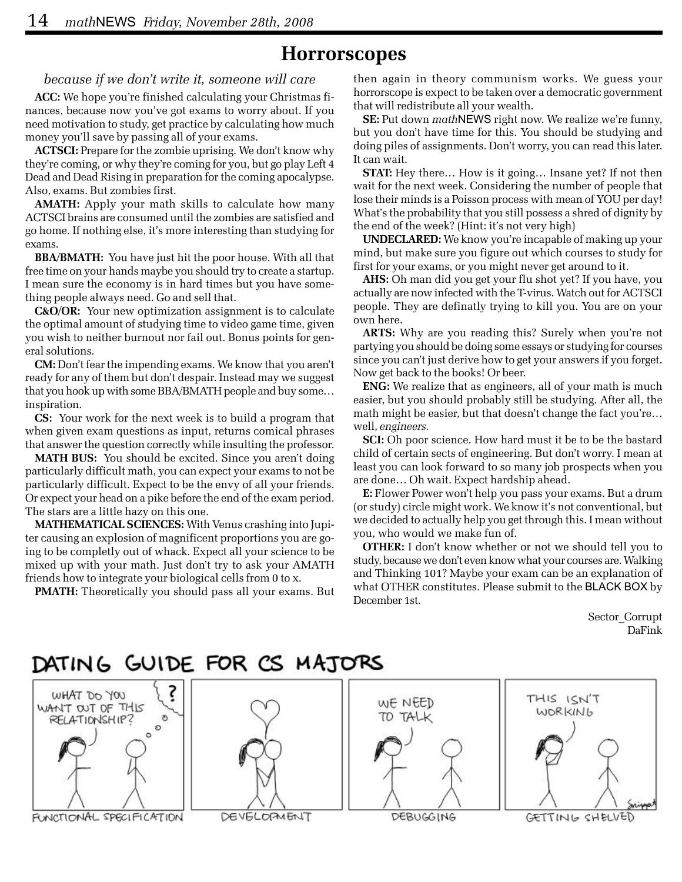# Horrorscopes

*because if we don't write it, someone will care*

**ACC:** We hope you're finished calculating your Christmas finances, because now you've got exams to worry about. If you need motivation to study, get practice by calculating how much money you'll save by passing all of your exams.

**ACTSCI:** Prepare for the zombie uprising. We don't know why they're coming, or why they're coming for you, but go play Left 4 Dead and Dead Rising in preparation for the coming apocalypse. Also, exams. But zombies first.

**AMATH:** Apply your math skills to calculate how many ACTSCI brains are consumed until the zombies are satisfied and go home. If nothing else, it's more interesting than studying for exams.

**BBA/BMATH:** You have just hit the poor house. With all that free time on your hands maybe you should try to create a startup. I mean sure the economy is in hard times but you have something people always need. Go and sell that.

**C&O/OR:** Your new optimization assignment is to calculate the optimal amount of studying time to video game time, given you wish to neither burnout nor fail out. Bonus points for general solutions.

**CM:** Don't fear the impending exams. We know that you aren't ready for any of them but don't despair. Instead may we suggest that you hook up with some BBA/BMATH people and buy some… inspiration.

**CS:** Your work for the next week is to build a program that when given exam questions as input, returns comical phrases that answer the question correctly while insulting the professor.

**MATH BUS:** You should be excited. Since you aren't doing particularly difficult math, you can expect your exams to not be particularly difficult. Expect to be the envy of all your friends. Or expect your head on a pike before the end of the exam period. The stars are a little hazy on this one.

**MATHEMATICAL SCIENCES:** With Venus crashing into Jupiter causing an explosion of magnificent proportions you are going to be completly out of whack. Expect all your science to be mixed up with your math. Just don't try to ask your AMATH friends how to integrate your biological cells from 0 to x.

**PMATH:** Theoretically you should pass all your exams. But then again in theory communism works. We guess your horrorscope is expect to be taken over a democratic government that will redistribute all your wealth.

**SE:** Put down *math*NEWS right now. We realize we're funny, but you don't have time for this. You should be studying and doing piles of assignments. Don't worry, you can read this later. It can wait.

**STAT:** Hey there… How is it going… Insane yet? If not then wait for the next week. Considering the number of people that lose their minds is a Poisson process with mean of YOU per day! What's the probability that you still possess a shred of dignity by the end of the week? (Hint: it's not very high)

**UNDECLARED:** We know you're incapable of making up your mind, but make sure you figure out which courses to study for first for your exams, or you might never get around to it.

**AHS:** Oh man did you get your flu shot yet? If you have, you actually are now infected with the T-virus. Watch out for ACTSCI people. They are definatly trying to kill you. You are on your own here.

**ARTS:** Why are you reading this? Surely when you're not partying you should be doing some essays or studying for courses since you can't just derive how to get your answers if you forget. Now get back to the books! Or beer.

**ENG:** We realize that as engineers, all of your math is much easier, but you should probably still be studying. After all, the math might be easier, but that doesn't change the fact you're… well, *engineers.*

**SCI:** Oh poor science. How hard must it be to be the bastard child of certain sects of engineering. But don't worry. I mean at least you can look forward to so many job prospects when you are done… Oh wait. Expect hardship ahead.

**E:** Flower Power won't help you pass your exams. But a drum (or study) circle might work. We know it's not conventional, but we decided to actually help you get through this. I mean without you, who would we make fun of.

**OTHER:** I don't know whether or not we should tell you to study, because we don't even know what your courses are. Walking and Thinking 101? Maybe your exam can be an explanation of what OTHER constitutes. Please submit to the BLACK BOX by December 1st.

Sector_Corrupt
DaFink

## DATING GUIDE FOR CS MAJORS

FUNCTIONAL SPECIFICATION — DEVELOPMENT — DEBUGGING — GETTING SHELVED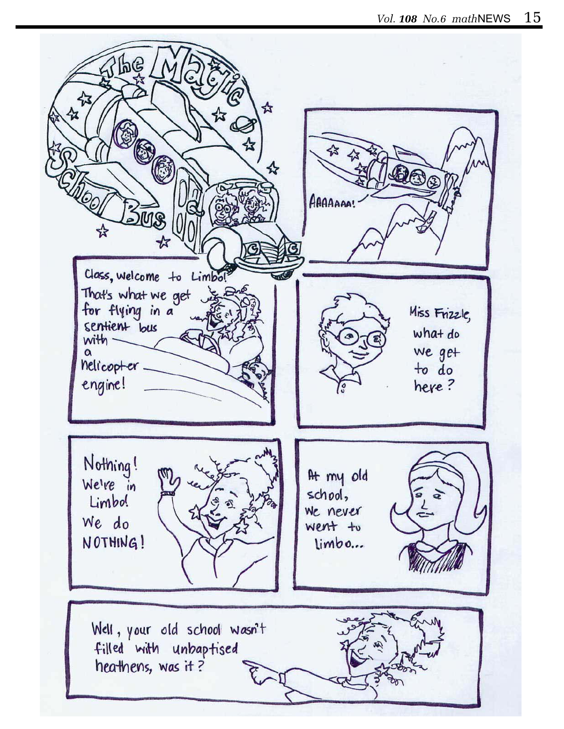The Magic School Bus

AAAAAAA!

Class, welcome to Limbo! That's what we get for flying in a sentient bus with a helicopter engine!

Miss Frizzle, what do we get to do here?

Nothing! We're in Limbo! We do NOTHING!

At my old school, we never went to limbo...

Well, your old school wasn't filled with unbaptised heathens, was it?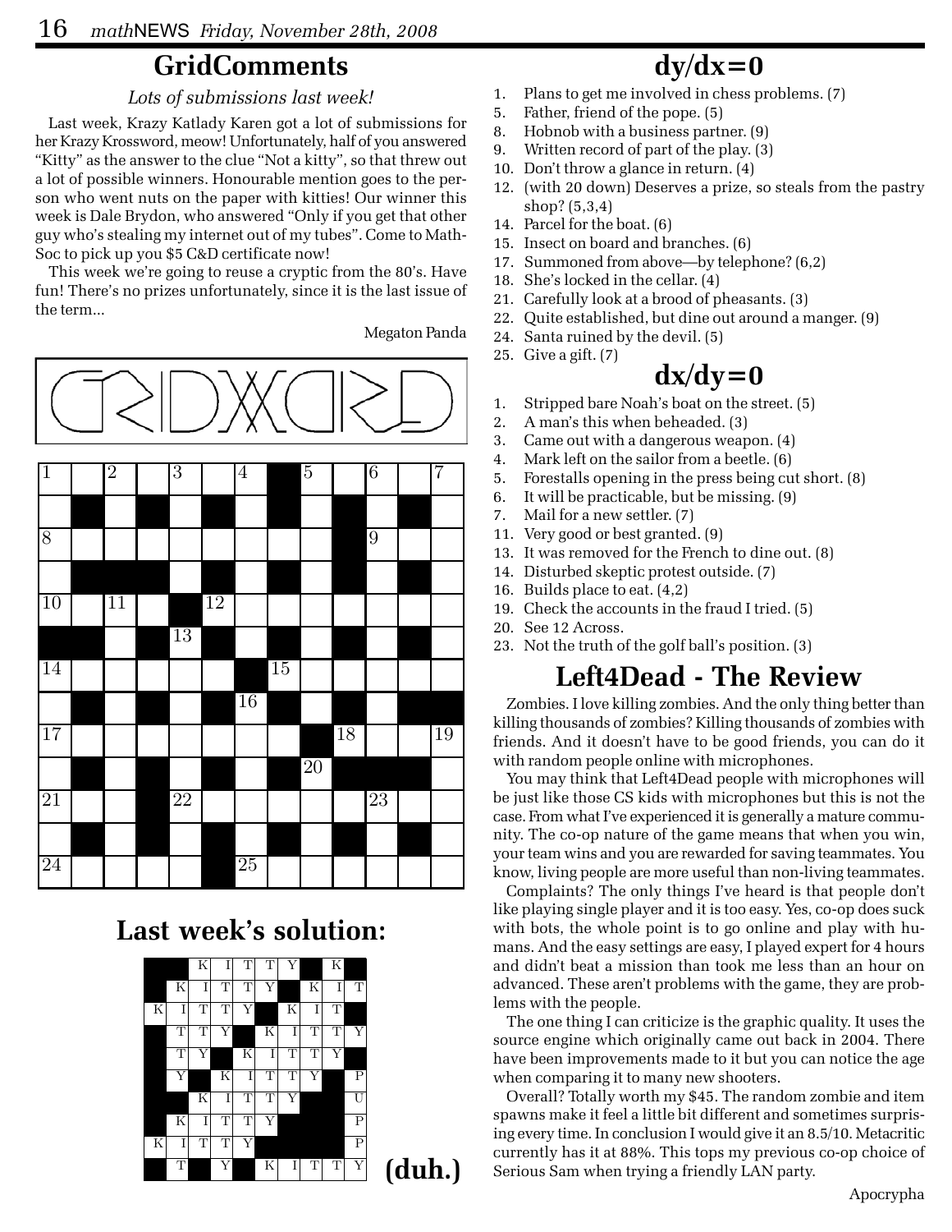## GridComments

*Lots of submissions last week!*

Last week, Krazy Katlady Karen got a lot of submissions for her Krazy Krossword, meow! Unfortunately, half of you answered “Kitty” as the answer to the clue “Not a kitty”, so that threw out a lot of possible winners. Honourable mention goes to the person who went nuts on the paper with kitties! Our winner this week is Dale Brydon, who answered “Only if you get that other guy who’s stealing my internet out of my tubes”. Come to MathSoc to pick up you $5 C&D certificate now!

This week we’re going to reuse a cryptic from the 80’s. Have fun! There’s no prizes unfortunately, since it is the last issue of the term...

Megaton Panda

GRIDWORD

## Last week’s solution:

| | | | | | | | | |
|---|---|---|---|---|---|---|---|---|
| | | K | I | T | T | Y | | K | |
| | K | I | T | T | Y | | K | I | T |
| K | I | T | T | Y | | K | I | T | |
| | T | T | Y | | K | I | T | T | Y |
| | T | Y | | K | I | T | T | Y | |
| | Y | | K | I | T | T | Y | | P |
| | | K | I | T | T | Y | | | U |
| | K | I | T | T | Y | | | | P |
| K | I | T | T | Y | | | | | P |
| | T | | Y | | K | I | T | T | Y |

**(duh.)**

## dy/dx=0

1. Plans to get me involved in chess problems. (7)
5. Father, friend of the pope. (5)
8. Hobnob with a business partner. (9)
9. Written record of part of the play. (3)
10. Don’t throw a glance in return. (4)
12. (with 20 down) Deserves a prize, so steals from the pastry shop? (5,3,4)
14. Parcel for the boat. (6)
15. Insect on board and branches. (6)
17. Summoned from above—by telephone? (6,2)
18. She’s locked in the cellar. (4)
21. Carefully look at a brood of pheasants. (3)
22. Quite established, but dine out around a manger. (9)
24. Santa ruined by the devil. (5)
25. Give a gift. (7)

## dx/dy=0

1. Stripped bare Noah’s boat on the street. (5)
2. A man’s this when beheaded. (3)
3. Came out with a dangerous weapon. (4)
4. Mark left on the sailor from a beetle. (6)
5. Forestalls opening in the press being cut short. (8)
6. It will be practicable, but be missing. (9)
7. Mail for a new settler. (7)
11. Very good or best granted. (9)
13. It was removed for the French to dine out. (8)
14. Disturbed skeptic protest outside. (7)
16. Builds place to eat. (4,2)
19. Check the accounts in the fraud I tried. (5)
20. See 12 Across.
23. Not the truth of the golf ball’s position. (3)

## Left4Dead - The Review

Zombies. I love killing zombies. And the only thing better than killing thousands of zombies? Killing thousands of zombies with friends. And it doesn’t have to be good friends, you can do it with random people online with microphones.

You may think that Left4Dead people with microphones will be just like those CS kids with microphones but this is not the case. From what I’ve experienced it is generally a mature community. The co-op nature of the game means that when you win, your team wins and you are rewarded for saving teammates. You know, living people are more useful than non-living teammates.

Complaints? The only things I’ve heard is that people don’t like playing single player and it is too easy. Yes, co-op does suck with bots, the whole point is to go online and play with humans. And the easy settings are easy, I played expert for 4 hours and didn’t beat a mission than took me less than an hour on advanced. These aren’t problems with the game, they are problems with the people.

The one thing I can criticize is the graphic quality. It uses the source engine which originally came out back in 2004. There have been improvements made to it but you can notice the age when comparing it to many new shooters.

Overall? Totally worth my $45. The random zombie and item spawns make it feel a little bit different and sometimes surprising every time. In conclusion I would give it an 8.5/10. Metacritic currently has it at 88%. This tops my previous co-op choice of Serious Sam when trying a friendly LAN party.

Apocrypha